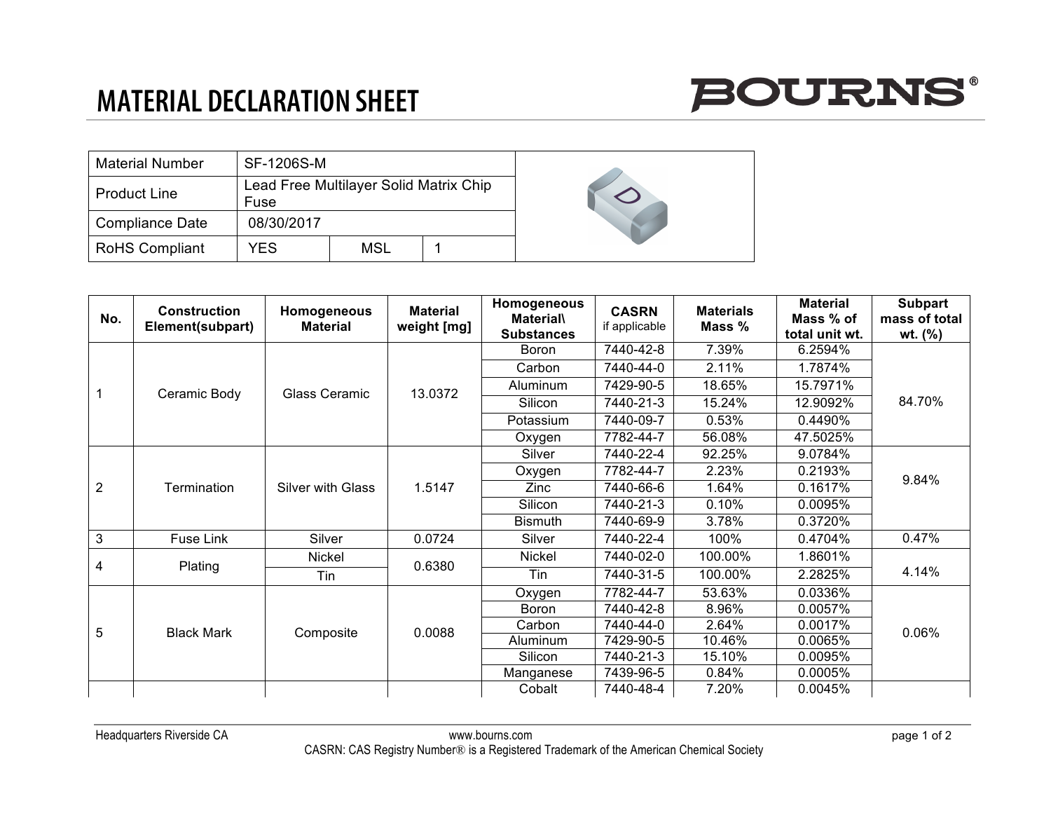# MATERIAL DECLARATION SHEET

**BOURNS®**

| Material Number | SF-1206S-M | | |
|---|---|---|---|
| Product Line | Lead Free Multilayer Solid Matrix Chip Fuse | | |
| Compliance Date | 08/30/2017 | | |
| RoHS Compliant | YES | MSL | 1 |

| No. | Construction Element(subpart) | Homogeneous Material | Material weight [mg] | Homogeneous Material\ Substances | CASRN if applicable | Materials Mass % | Material Mass % of total unit wt. | Subpart mass of total wt. (%) |
|---|---|---|---|---|---|---|---|---|
| 1 | Ceramic Body | Glass Ceramic | 13.0372 | Boron | 7440-42-8 | 7.39% | 6.2594% | 84.70% |
| | | | | Carbon | 7440-44-0 | 2.11% | 1.7874% | |
| | | | | Aluminum | 7429-90-5 | 18.65% | 15.7971% | |
| | | | | Silicon | 7440-21-3 | 15.24% | 12.9092% | |
| | | | | Potassium | 7440-09-7 | 0.53% | 0.4490% | |
| | | | | Oxygen | 7782-44-7 | 56.08% | 47.5025% | |
| 2 | Termination | Silver with Glass | 1.5147 | Silver | 7440-22-4 | 92.25% | 9.0784% | 9.84% |
| | | | | Oxygen | 7782-44-7 | 2.23% | 0.2193% | |
| | | | | Zinc | 7440-66-6 | 1.64% | 0.1617% | |
| | | | | Silicon | 7440-21-3 | 0.10% | 0.0095% | |
| | | | | Bismuth | 7440-69-9 | 3.78% | 0.3720% | |
| 3 | Fuse Link | Silver | 0.0724 | Silver | 7440-22-4 | 100% | 0.4704% | 0.47% |
| 4 | Plating | Nickel | 0.6380 | Nickel | 7440-02-0 | 100.00% | 1.8601% | 4.14% |
| | | Tin | | Tin | 7440-31-5 | 100.00% | 2.2825% | |
| 5 | Black Mark | Composite | 0.0088 | Oxygen | 7782-44-7 | 53.63% | 0.0336% | 0.06% |
| | | | | Boron | 7440-42-8 | 8.96% | 0.0057% | |
| | | | | Carbon | 7440-44-0 | 2.64% | 0.0017% | |
| | | | | Aluminum | 7429-90-5 | 10.46% | 0.0065% | |
| | | | | Silicon | 7440-21-3 | 15.10% | 0.0095% | |
| | | | | Manganese | 7439-96-5 | 0.84% | 0.0005% | |
| | | | | Cobalt | 7440-48-4 | 7.20% | 0.0045% | |

Headquarters Riverside CA www.bourns.com

CASRN: CAS Registry Number® is a Registered Trademark of the American Chemical Society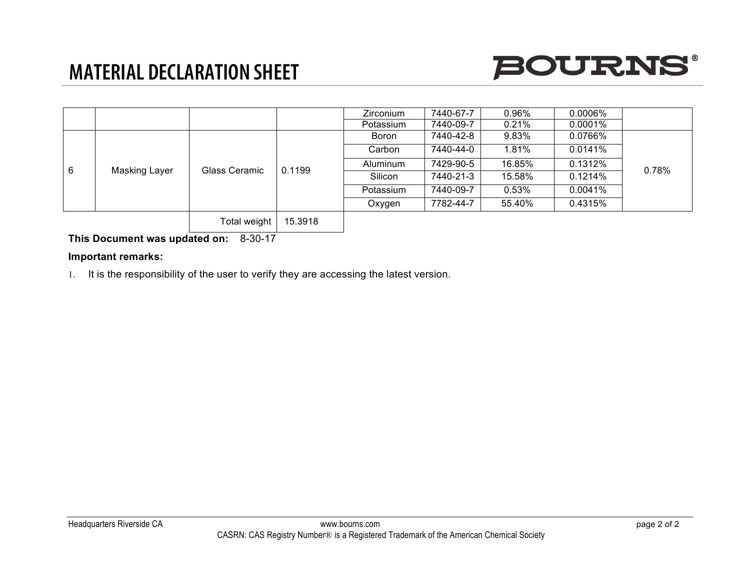# MATERIAL DECLARATION SHEET

| | | | | | | | | |
|---|---|---|---|---|---|---|---|---|
| | | | | Zirconium | 7440-67-7 | 0.96% | 0.0006% | |
| | | | | Potassium | 7440-09-7 | 0.21% | 0.0001% | |
| 6 | Masking Layer | Glass Ceramic | 0.1199 | Boron | 7440-42-8 | 9.83% | 0.0766% | 0.78% |
| | | | | Carbon | 7440-44-0 | 1.81% | 0.0141% | |
| | | | | Aluminum | 7429-90-5 | 16.85% | 0.1312% | |
| | | | | Silicon | 7440-21-3 | 15.58% | 0.1214% | |
| | | | | Potassium | 7440-09-7 | 0.53% | 0.0041% | |
| | | | | Oxygen | 7782-44-7 | 55.40% | 0.4315% | |
| | | Total weight | 15.3918 | | | | | |

**This Document was updated on:** 8-30-17

**Important remarks:**

1. It is the responsibility of the user to verify they are accessing the latest version.

Headquarters Riverside CA www.bourns.com

CASRN: CAS Registry Number® is a Registered Trademark of the American Chemical Society